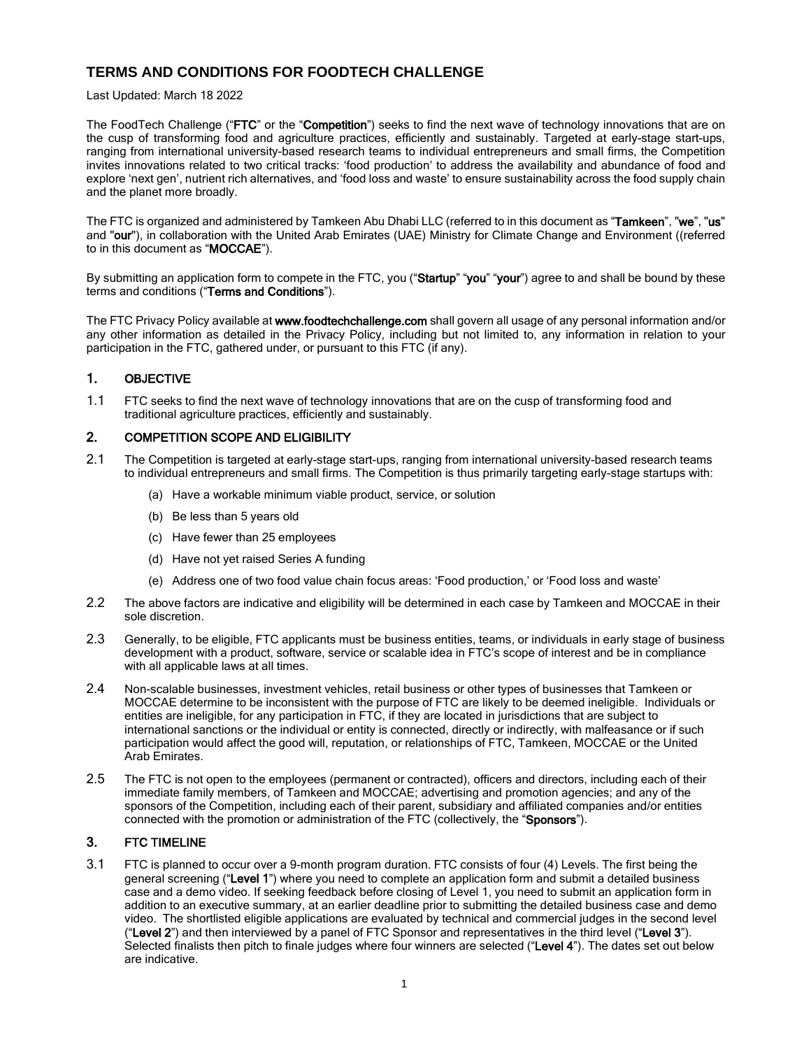# TERMS AND CONDITIONS FOR FOODTECH CHALLENGE

Last Updated: March 18 2022

The FoodTech Challenge ("**FTC**" or the "**Competition**") seeks to find the next wave of technology innovations that are on the cusp of transforming food and agriculture practices, efficiently and sustainably. Targeted at early-stage start-ups, ranging from international university-based research teams to individual entrepreneurs and small firms, the Competition invites innovations related to two critical tracks: 'food production' to address the availability and abundance of food and explore 'next gen', nutrient rich alternatives, and 'food loss and waste' to ensure sustainability across the food supply chain and the planet more broadly.

The FTC is organized and administered by Tamkeen Abu Dhabi LLC (referred to in this document as "**Tamkeen**", "**we**", "**us**" and "**our**"), in collaboration with the United Arab Emirates (UAE) Ministry for Climate Change and Environment ((referred to in this document as "**MOCCAE**").

By submitting an application form to compete in the FTC, you ("**Startup**" "**you**" "**your**") agree to and shall be bound by these terms and conditions ("**Terms and Conditions**").

The FTC Privacy Policy available at **www.foodtechchallenge.com** shall govern all usage of any personal information and/or any other information as detailed in the Privacy Policy, including but not limited to, any information in relation to your participation in the FTC, gathered under, or pursuant to this FTC (if any).

## 1. OBJECTIVE

1.1 FTC seeks to find the next wave of technology innovations that are on the cusp of transforming food and traditional agriculture practices, efficiently and sustainably.

## 2. COMPETITION SCOPE AND ELIGIBILITY

2.1 The Competition is targeted at early-stage start-ups, ranging from international university-based research teams to individual entrepreneurs and small firms. The Competition is thus primarily targeting early-stage startups with:

(a) Have a workable minimum viable product, service, or solution

(b) Be less than 5 years old

(c) Have fewer than 25 employees

(d) Have not yet raised Series A funding

(e) Address one of two food value chain focus areas: 'Food production,' or 'Food loss and waste'

2.2 The above factors are indicative and eligibility will be determined in each case by Tamkeen and MOCCAE in their sole discretion.

2.3 Generally, to be eligible, FTC applicants must be business entities, teams, or individuals in early stage of business development with a product, software, service or scalable idea in FTC's scope of interest and be in compliance with all applicable laws at all times.

2.4 Non-scalable businesses, investment vehicles, retail business or other types of businesses that Tamkeen or MOCCAE determine to be inconsistent with the purpose of FTC are likely to be deemed ineligible. Individuals or entities are ineligible, for any participation in FTC, if they are located in jurisdictions that are subject to international sanctions or the individual or entity is connected, directly or indirectly, with malfeasance or if such participation would affect the good will, reputation, or relationships of FTC, Tamkeen, MOCCAE or the United Arab Emirates.

2.5 The FTC is not open to the employees (permanent or contracted), officers and directors, including each of their immediate family members, of Tamkeen and MOCCAE; advertising and promotion agencies; and any of the sponsors of the Competition, including each of their parent, subsidiary and affiliated companies and/or entities connected with the promotion or administration of the FTC (collectively, the "**Sponsors**").

## 3. FTC TIMELINE

3.1 FTC is planned to occur over a 9-month program duration. FTC consists of four (4) Levels. The first being the general screening ("**Level 1**") where you need to complete an application form and submit a detailed business case and a demo video. If seeking feedback before closing of Level 1, you need to submit an application form in addition to an executive summary, at an earlier deadline prior to submitting the detailed business case and demo video. The shortlisted eligible applications are evaluated by technical and commercial judges in the second level ("**Level 2**") and then interviewed by a panel of FTC Sponsor and representatives in the third level ("**Level 3**"). Selected finalists then pitch to finale judges where four winners are selected ("**Level 4**"). The dates set out below are indicative.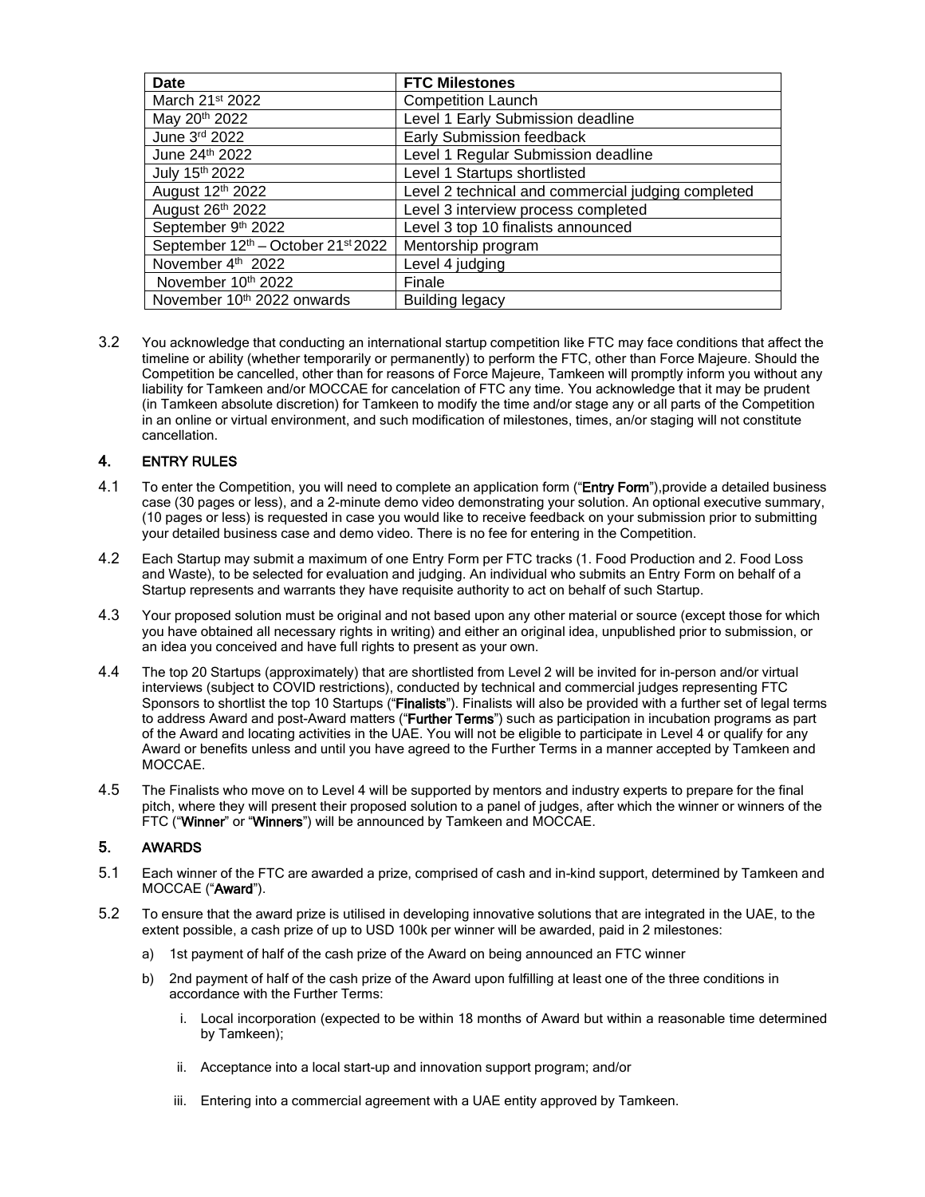| Date | FTC Milestones |
| --- | --- |
| March 21st 2022 | Competition Launch |
| May 20th 2022 | Level 1 Early Submission deadline |
| June 3rd 2022 | Early Submission feedback |
| June 24th 2022 | Level 1 Regular Submission deadline |
| July 15th 2022 | Level 1 Startups shortlisted |
| August 12th 2022 | Level 2 technical and commercial judging completed |
| August 26th 2022 | Level 3 interview process completed |
| September 9th 2022 | Level 3 top 10 finalists announced |
| September 12th – October 21st 2022 | Mentorship program |
| November 4th 2022 | Level 4 judging |
| November 10th 2022 | Finale |
| November 10th 2022 onwards | Building legacy |

3.2 You acknowledge that conducting an international startup competition like FTC may face conditions that affect the timeline or ability (whether temporarily or permanently) to perform the FTC, other than Force Majeure. Should the Competition be cancelled, other than for reasons of Force Majeure, Tamkeen will promptly inform you without any liability for Tamkeen and/or MOCCAE for cancelation of FTC any time. You acknowledge that it may be prudent (in Tamkeen absolute discretion) for Tamkeen to modify the time and/or stage any or all parts of the Competition in an online or virtual environment, and such modification of milestones, times, an/or staging will not constitute cancellation.

## 4. ENTRY RULES

4.1 To enter the Competition, you will need to complete an application form ("**Entry Form**"),provide a detailed business case (30 pages or less), and a 2-minute demo video demonstrating your solution. An optional executive summary, (10 pages or less) is requested in case you would like to receive feedback on your submission prior to submitting your detailed business case and demo video. There is no fee for entering in the Competition.

4.2 Each Startup may submit a maximum of one Entry Form per FTC tracks (1. Food Production and 2. Food Loss and Waste), to be selected for evaluation and judging. An individual who submits an Entry Form on behalf of a Startup represents and warrants they have requisite authority to act on behalf of such Startup.

4.3 Your proposed solution must be original and not based upon any other material or source (except those for which you have obtained all necessary rights in writing) and either an original idea, unpublished prior to submission, or an idea you conceived and have full rights to present as your own.

4.4 The top 20 Startups (approximately) that are shortlisted from Level 2 will be invited for in-person and/or virtual interviews (subject to COVID restrictions), conducted by technical and commercial judges representing FTC Sponsors to shortlist the top 10 Startups ("**Finalists**"). Finalists will also be provided with a further set of legal terms to address Award and post-Award matters ("**Further Terms**") such as participation in incubation programs as part of the Award and locating activities in the UAE. You will not be eligible to participate in Level 4 or qualify for any Award or benefits unless and until you have agreed to the Further Terms in a manner accepted by Tamkeen and MOCCAE.

4.5 The Finalists who move on to Level 4 will be supported by mentors and industry experts to prepare for the final pitch, where they will present their proposed solution to a panel of judges, after which the winner or winners of the FTC ("**Winner**" or "**Winners**") will be announced by Tamkeen and MOCCAE.

## 5. AWARDS

5.1 Each winner of the FTC are awarded a prize, comprised of cash and in-kind support, determined by Tamkeen and MOCCAE ("**Award**").

5.2 To ensure that the award prize is utilised in developing innovative solutions that are integrated in the UAE, to the extent possible, a cash prize of up to USD 100k per winner will be awarded, paid in 2 milestones:

a) 1st payment of half of the cash prize of the Award on being announced an FTC winner

b) 2nd payment of half of the cash prize of the Award upon fulfilling at least one of the three conditions in accordance with the Further Terms:

   i. Local incorporation (expected to be within 18 months of Award but within a reasonable time determined by Tamkeen);

   ii. Acceptance into a local start-up and innovation support program; and/or

   iii. Entering into a commercial agreement with a UAE entity approved by Tamkeen.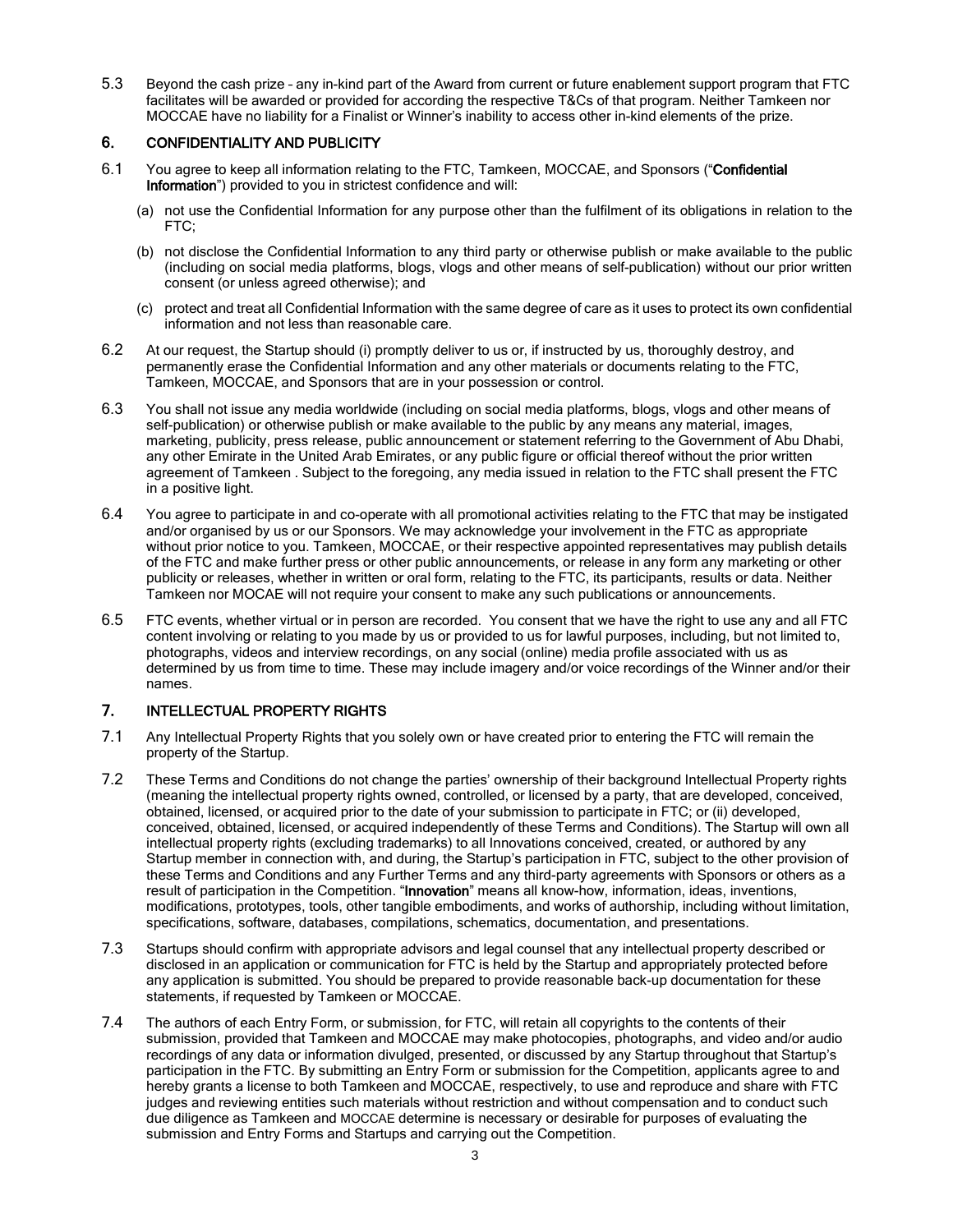5.3 Beyond the cash prize – any in-kind part of the Award from current or future enablement support program that FTC facilitates will be awarded or provided for according the respective T&Cs of that program. Neither Tamkeen nor MOCCAE have no liability for a Finalist or Winner's inability to access other in-kind elements of the prize.

## 6. CONFIDENTIALITY AND PUBLICITY

6.1 You agree to keep all information relating to the FTC, Tamkeen, MOCCAE, and Sponsors ("**Confidential Information**") provided to you in strictest confidence and will:

(a) not use the Confidential Information for any purpose other than the fulfilment of its obligations in relation to the FTC;

(b) not disclose the Confidential Information to any third party or otherwise publish or make available to the public (including on social media platforms, blogs, vlogs and other means of self-publication) without our prior written consent (or unless agreed otherwise); and

(c) protect and treat all Confidential Information with the same degree of care as it uses to protect its own confidential information and not less than reasonable care.

6.2 At our request, the Startup should (i) promptly deliver to us or, if instructed by us, thoroughly destroy, and permanently erase the Confidential Information and any other materials or documents relating to the FTC, Tamkeen, MOCCAE, and Sponsors that are in your possession or control.

6.3 You shall not issue any media worldwide (including on social media platforms, blogs, vlogs and other means of self-publication) or otherwise publish or make available to the public by any means any material, images, marketing, publicity, press release, public announcement or statement referring to the Government of Abu Dhabi, any other Emirate in the United Arab Emirates, or any public figure or official thereof without the prior written agreement of Tamkeen . Subject to the foregoing, any media issued in relation to the FTC shall present the FTC in a positive light.

6.4 You agree to participate in and co-operate with all promotional activities relating to the FTC that may be instigated and/or organised by us or our Sponsors. We may acknowledge your involvement in the FTC as appropriate without prior notice to you. Tamkeen, MOCCAE, or their respective appointed representatives may publish details of the FTC and make further press or other public announcements, or release in any form any marketing or other publicity or releases, whether in written or oral form, relating to the FTC, its participants, results or data. Neither Tamkeen nor MOCAE will not require your consent to make any such publications or announcements.

6.5 FTC events, whether virtual or in person are recorded. You consent that we have the right to use any and all FTC content involving or relating to you made by us or provided to us for lawful purposes, including, but not limited to, photographs, videos and interview recordings, on any social (online) media profile associated with us as determined by us from time to time. These may include imagery and/or voice recordings of the Winner and/or their names.

## 7. INTELLECTUAL PROPERTY RIGHTS

7.1 Any Intellectual Property Rights that you solely own or have created prior to entering the FTC will remain the property of the Startup.

7.2 These Terms and Conditions do not change the parties' ownership of their background Intellectual Property rights (meaning the intellectual property rights owned, controlled, or licensed by a party, that are developed, conceived, obtained, licensed, or acquired prior to the date of your submission to participate in FTC; or (ii) developed, conceived, obtained, licensed, or acquired independently of these Terms and Conditions). The Startup will own all intellectual property rights (excluding trademarks) to all Innovations conceived, created, or authored by any Startup member in connection with, and during, the Startup's participation in FTC, subject to the other provision of these Terms and Conditions and any Further Terms and any third-party agreements with Sponsors or others as a result of participation in the Competition. "**Innovation**" means all know-how, information, ideas, inventions, modifications, prototypes, tools, other tangible embodiments, and works of authorship, including without limitation, specifications, software, databases, compilations, schematics, documentation, and presentations.

7.3 Startups should confirm with appropriate advisors and legal counsel that any intellectual property described or disclosed in an application or communication for FTC is held by the Startup and appropriately protected before any application is submitted. You should be prepared to provide reasonable back-up documentation for these statements, if requested by Tamkeen or MOCCAE.

7.4 The authors of each Entry Form, or submission, for FTC, will retain all copyrights to the contents of their submission, provided that Tamkeen and MOCCAE may make photocopies, photographs, and video and/or audio recordings of any data or information divulged, presented, or discussed by any Startup throughout that Startup's participation in the FTC. By submitting an Entry Form or submission for the Competition, applicants agree to and hereby grants a license to both Tamkeen and MOCCAE, respectively, to use and reproduce and share with FTC judges and reviewing entities such materials without restriction and without compensation and to conduct such due diligence as Tamkeen and MOCCAE determine is necessary or desirable for purposes of evaluating the submission and Entry Forms and Startups and carrying out the Competition.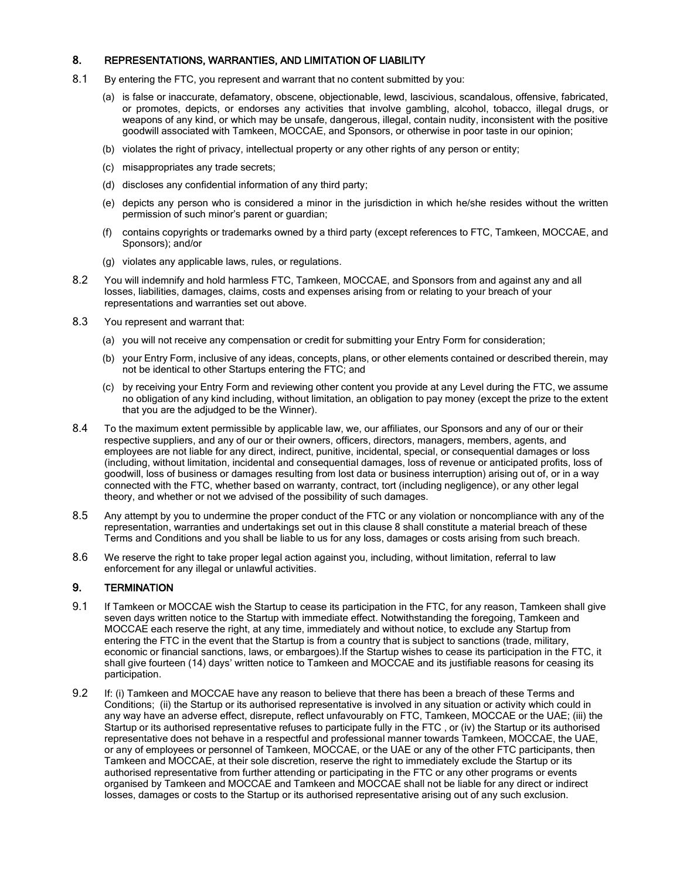## 8. REPRESENTATIONS, WARRANTIES, AND LIMITATION OF LIABILITY

8.1 By entering the FTC, you represent and warrant that no content submitted by you:

(a) is false or inaccurate, defamatory, obscene, objectionable, lewd, lascivious, scandalous, offensive, fabricated, or promotes, depicts, or endorses any activities that involve gambling, alcohol, tobacco, illegal drugs, or weapons of any kind, or which may be unsafe, dangerous, illegal, contain nudity, inconsistent with the positive goodwill associated with Tamkeen, MOCCAE, and Sponsors, or otherwise in poor taste in our opinion;

(b) violates the right of privacy, intellectual property or any other rights of any person or entity;

(c) misappropriates any trade secrets;

(d) discloses any confidential information of any third party;

(e) depicts any person who is considered a minor in the jurisdiction in which he/she resides without the written permission of such minor's parent or guardian;

(f) contains copyrights or trademarks owned by a third party (except references to FTC, Tamkeen, MOCCAE, and Sponsors); and/or

(g) violates any applicable laws, rules, or regulations.

8.2 You will indemnify and hold harmless FTC, Tamkeen, MOCCAE, and Sponsors from and against any and all losses, liabilities, damages, claims, costs and expenses arising from or relating to your breach of your representations and warranties set out above.

8.3 You represent and warrant that:

(a) you will not receive any compensation or credit for submitting your Entry Form for consideration;

(b) your Entry Form, inclusive of any ideas, concepts, plans, or other elements contained or described therein, may not be identical to other Startups entering the FTC; and

(c) by receiving your Entry Form and reviewing other content you provide at any Level during the FTC, we assume no obligation of any kind including, without limitation, an obligation to pay money (except the prize to the extent that you are the adjudged to be the Winner).

8.4 To the maximum extent permissible by applicable law, we, our affiliates, our Sponsors and any of our or their respective suppliers, and any of our or their owners, officers, directors, managers, members, agents, and employees are not liable for any direct, indirect, punitive, incidental, special, or consequential damages or loss (including, without limitation, incidental and consequential damages, loss of revenue or anticipated profits, loss of goodwill, loss of business or damages resulting from lost data or business interruption) arising out of, or in a way connected with the FTC, whether based on warranty, contract, tort (including negligence), or any other legal theory, and whether or not we advised of the possibility of such damages.

8.5 Any attempt by you to undermine the proper conduct of the FTC or any violation or noncompliance with any of the representation, warranties and undertakings set out in this clause 8 shall constitute a material breach of these Terms and Conditions and you shall be liable to us for any loss, damages or costs arising from such breach.

8.6 We reserve the right to take proper legal action against you, including, without limitation, referral to law enforcement for any illegal or unlawful activities.

## 9. TERMINATION

9.1 If Tamkeen or MOCCAE wish the Startup to cease its participation in the FTC, for any reason, Tamkeen shall give seven days written notice to the Startup with immediate effect. Notwithstanding the foregoing, Tamkeen and MOCCAE each reserve the right, at any time, immediately and without notice, to exclude any Startup from entering the FTC in the event that the Startup is from a country that is subject to sanctions (trade, military, economic or financial sanctions, laws, or embargoes).If the Startup wishes to cease its participation in the FTC, it shall give fourteen (14) days' written notice to Tamkeen and MOCCAE and its justifiable reasons for ceasing its participation.

9.2 If: (i) Tamkeen and MOCCAE have any reason to believe that there has been a breach of these Terms and Conditions; (ii) the Startup or its authorised representative is involved in any situation or activity which could in any way have an adverse effect, disrepute, reflect unfavourably on FTC, Tamkeen, MOCCAE or the UAE; (iii) the Startup or its authorised representative refuses to participate fully in the FTC , or (iv) the Startup or its authorised representative does not behave in a respectful and professional manner towards Tamkeen, MOCCAE, the UAE, or any of employees or personnel of Tamkeen, MOCCAE, or the UAE or any of the other FTC participants, then Tamkeen and MOCCAE, at their sole discretion, reserve the right to immediately exclude the Startup or its authorised representative from further attending or participating in the FTC or any other programs or events organised by Tamkeen and MOCCAE and Tamkeen and MOCCAE shall not be liable for any direct or indirect losses, damages or costs to the Startup or its authorised representative arising out of any such exclusion.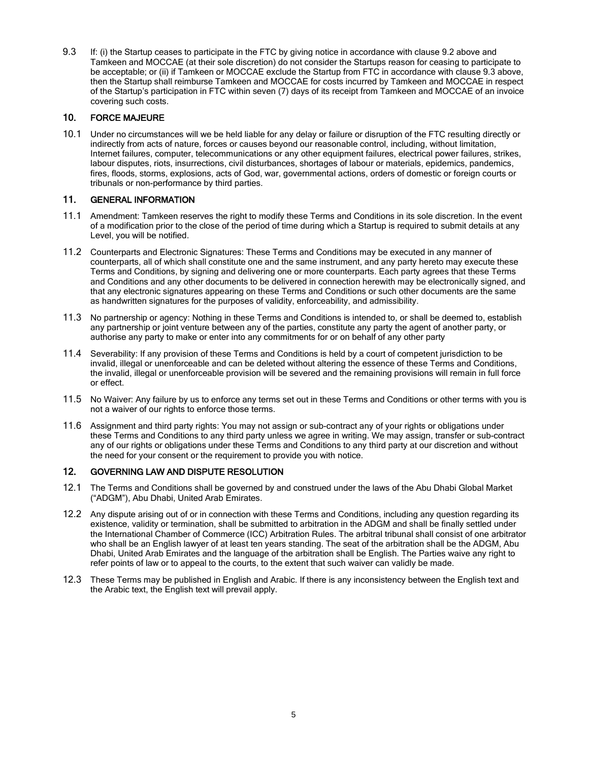9.3 If: (i) the Startup ceases to participate in the FTC by giving notice in accordance with clause 9.2 above and Tamkeen and MOCCAE (at their sole discretion) do not consider the Startups reason for ceasing to participate to be acceptable; or (ii) if Tamkeen or MOCCAE exclude the Startup from FTC in accordance with clause 9.3 above, then the Startup shall reimburse Tamkeen and MOCCAE for costs incurred by Tamkeen and MOCCAE in respect of the Startup's participation in FTC within seven (7) days of its receipt from Tamkeen and MOCCAE of an invoice covering such costs.

## 10. FORCE MAJEURE

10.1 Under no circumstances will we be held liable for any delay or failure or disruption of the FTC resulting directly or indirectly from acts of nature, forces or causes beyond our reasonable control, including, without limitation, Internet failures, computer, telecommunications or any other equipment failures, electrical power failures, strikes, labour disputes, riots, insurrections, civil disturbances, shortages of labour or materials, epidemics, pandemics, fires, floods, storms, explosions, acts of God, war, governmental actions, orders of domestic or foreign courts or tribunals or non-performance by third parties.

## 11. GENERAL INFORMATION

11.1 Amendment: Tamkeen reserves the right to modify these Terms and Conditions in its sole discretion. In the event of a modification prior to the close of the period of time during which a Startup is required to submit details at any Level, you will be notified.

11.2 Counterparts and Electronic Signatures: These Terms and Conditions may be executed in any manner of counterparts, all of which shall constitute one and the same instrument, and any party hereto may execute these Terms and Conditions, by signing and delivering one or more counterparts. Each party agrees that these Terms and Conditions and any other documents to be delivered in connection herewith may be electronically signed, and that any electronic signatures appearing on these Terms and Conditions or such other documents are the same as handwritten signatures for the purposes of validity, enforceability, and admissibility.

11.3 No partnership or agency: Nothing in these Terms and Conditions is intended to, or shall be deemed to, establish any partnership or joint venture between any of the parties, constitute any party the agent of another party, or authorise any party to make or enter into any commitments for or on behalf of any other party

11.4 Severability: If any provision of these Terms and Conditions is held by a court of competent jurisdiction to be invalid, illegal or unenforceable and can be deleted without altering the essence of these Terms and Conditions, the invalid, illegal or unenforceable provision will be severed and the remaining provisions will remain in full force or effect.

11.5 No Waiver: Any failure by us to enforce any terms set out in these Terms and Conditions or other terms with you is not a waiver of our rights to enforce those terms.

11.6 Assignment and third party rights: You may not assign or sub-contract any of your rights or obligations under these Terms and Conditions to any third party unless we agree in writing. We may assign, transfer or sub-contract any of our rights or obligations under these Terms and Conditions to any third party at our discretion and without the need for your consent or the requirement to provide you with notice.

## 12. GOVERNING LAW AND DISPUTE RESOLUTION

12.1 The Terms and Conditions shall be governed by and construed under the laws of the Abu Dhabi Global Market ("ADGM"), Abu Dhabi, United Arab Emirates.

12.2 Any dispute arising out of or in connection with these Terms and Conditions, including any question regarding its existence, validity or termination, shall be submitted to arbitration in the ADGM and shall be finally settled under the International Chamber of Commerce (ICC) Arbitration Rules. The arbitral tribunal shall consist of one arbitrator who shall be an English lawyer of at least ten years standing. The seat of the arbitration shall be the ADGM, Abu Dhabi, United Arab Emirates and the language of the arbitration shall be English. The Parties waive any right to refer points of law or to appeal to the courts, to the extent that such waiver can validly be made.

12.3 These Terms may be published in English and Arabic. If there is any inconsistency between the English text and the Arabic text, the English text will prevail apply.